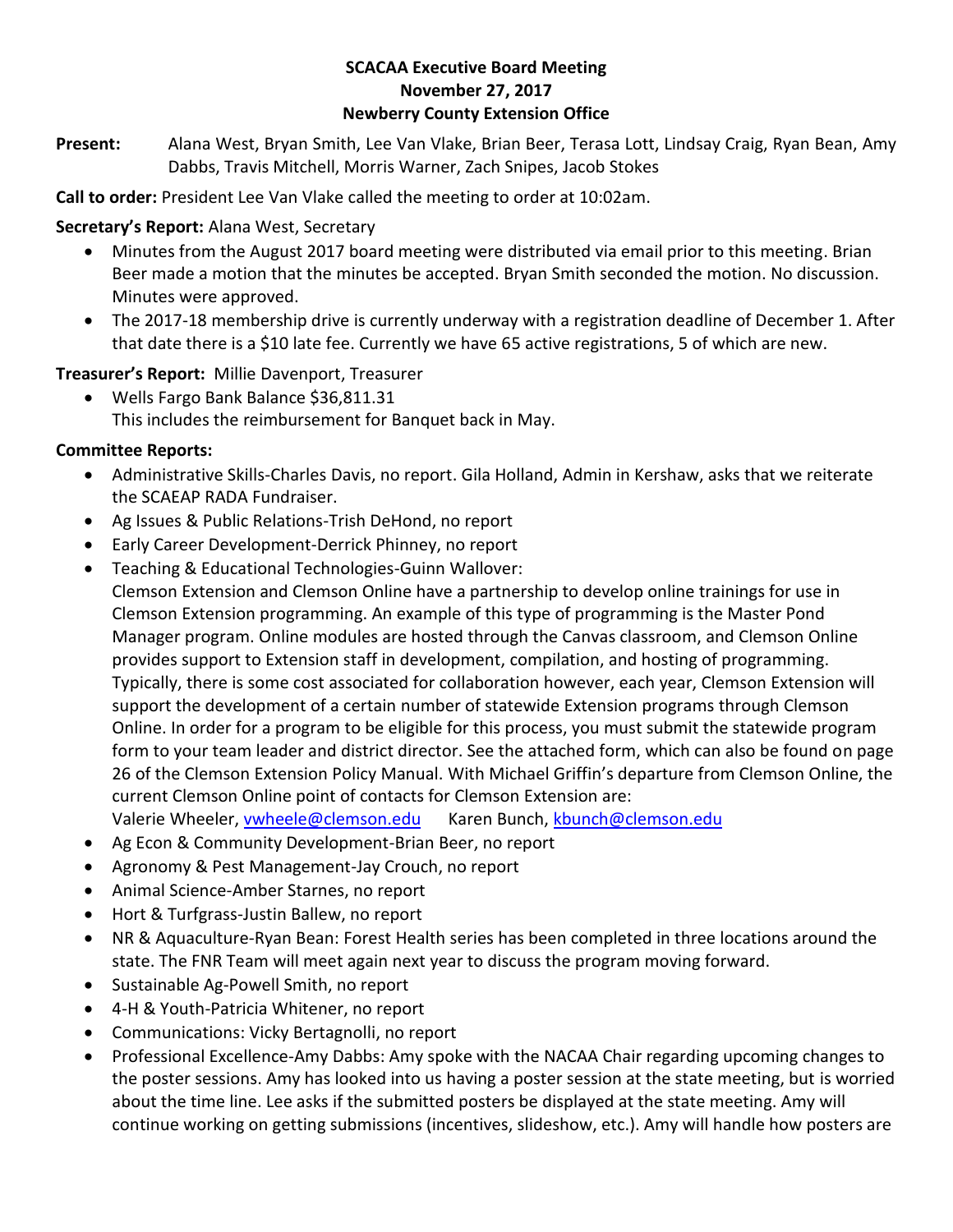**SCACAA Executive Board Meeting**
**November 27, 2017**
**Newberry County Extension Office**

**Present:** Alana West, Bryan Smith, Lee Van Vlake, Brian Beer, Terasa Lott, Lindsay Craig, Ryan Bean, Amy Dabbs, Travis Mitchell, Morris Warner, Zach Snipes, Jacob Stokes

**Call to order:** President Lee Van Vlake called the meeting to order at 10:02am.

**Secretary's Report:** Alana West, Secretary

- Minutes from the August 2017 board meeting were distributed via email prior to this meeting. Brian Beer made a motion that the minutes be accepted. Bryan Smith seconded the motion. No discussion. Minutes were approved.
- The 2017-18 membership drive is currently underway with a registration deadline of December 1. After that date there is a $10 late fee. Currently we have 65 active registrations, 5 of which are new.

**Treasurer's Report:** Millie Davenport, Treasurer

- Wells Fargo Bank Balance $36,811.31
  This includes the reimbursement for Banquet back in May.

**Committee Reports:**

- Administrative Skills-Charles Davis, no report. Gila Holland, Admin in Kershaw, asks that we reiterate the SCAEAP RADA Fundraiser.
- Ag Issues & Public Relations-Trish DeHond, no report
- Early Career Development-Derrick Phinney, no report
- Teaching & Educational Technologies-Guinn Wallover:
  Clemson Extension and Clemson Online have a partnership to develop online trainings for use in Clemson Extension programming. An example of this type of programming is the Master Pond Manager program. Online modules are hosted through the Canvas classroom, and Clemson Online provides support to Extension staff in development, compilation, and hosting of programming. Typically, there is some cost associated for collaboration however, each year, Clemson Extension will support the development of a certain number of statewide Extension programs through Clemson Online. In order for a program to be eligible for this process, you must submit the statewide program form to your team leader and district director. See the attached form, which can also be found on page 26 of the Clemson Extension Policy Manual. With Michael Griffin's departure from Clemson Online, the current Clemson Online point of contacts for Clemson Extension are:
  Valerie Wheeler, vwheele@clemson.edu Karen Bunch, kbunch@clemson.edu
- Ag Econ & Community Development-Brian Beer, no report
- Agronomy & Pest Management-Jay Crouch, no report
- Animal Science-Amber Starnes, no report
- Hort & Turfgrass-Justin Ballew, no report
- NR & Aquaculture-Ryan Bean: Forest Health series has been completed in three locations around the state. The FNR Team will meet again next year to discuss the program moving forward.
- Sustainable Ag-Powell Smith, no report
- 4-H & Youth-Patricia Whitener, no report
- Communications: Vicky Bertagnolli, no report
- Professional Excellence-Amy Dabbs: Amy spoke with the NACAA Chair regarding upcoming changes to the poster sessions. Amy has looked into us having a poster session at the state meeting, but is worried about the time line. Lee asks if the submitted posters be displayed at the state meeting. Amy will continue working on getting submissions (incentives, slideshow, etc.). Amy will handle how posters are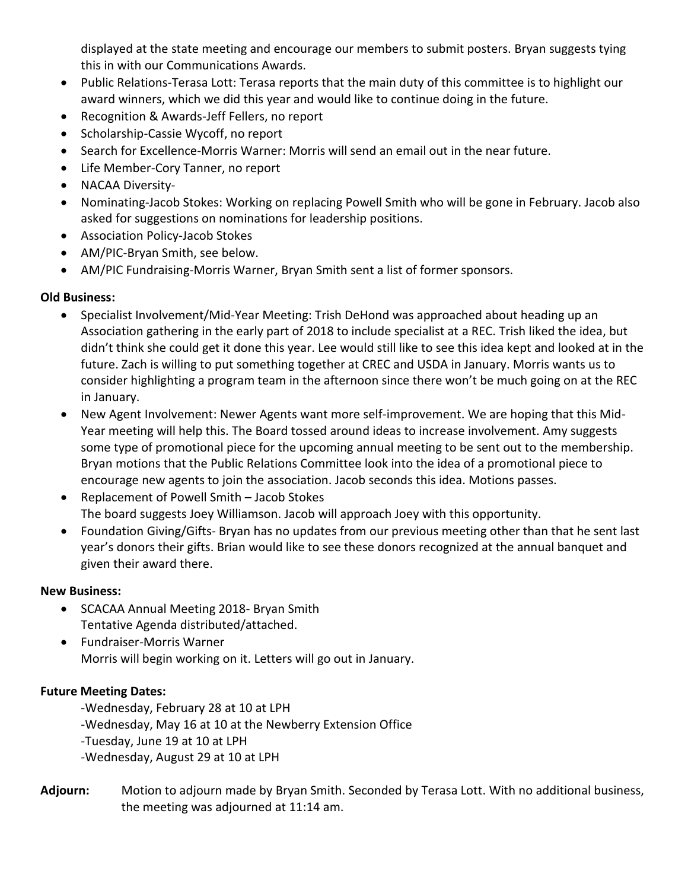displayed at the state meeting and encourage our members to submit posters. Bryan suggests tying this in with our Communications Awards.

- Public Relations-Terasa Lott: Terasa reports that the main duty of this committee is to highlight our award winners, which we did this year and would like to continue doing in the future.
- Recognition & Awards-Jeff Fellers, no report
- Scholarship-Cassie Wycoff, no report
- Search for Excellence-Morris Warner: Morris will send an email out in the near future.
- Life Member-Cory Tanner, no report
- NACAA Diversity-
- Nominating-Jacob Stokes: Working on replacing Powell Smith who will be gone in February. Jacob also asked for suggestions on nominations for leadership positions.
- Association Policy-Jacob Stokes
- AM/PIC-Bryan Smith, see below.
- AM/PIC Fundraising-Morris Warner, Bryan Smith sent a list of former sponsors.

**Old Business:**

- Specialist Involvement/Mid-Year Meeting: Trish DeHond was approached about heading up an Association gathering in the early part of 2018 to include specialist at a REC. Trish liked the idea, but didn't think she could get it done this year. Lee would still like to see this idea kept and looked at in the future. Zach is willing to put something together at CREC and USDA in January. Morris wants us to consider highlighting a program team in the afternoon since there won't be much going on at the REC in January.
- New Agent Involvement: Newer Agents want more self-improvement. We are hoping that this Mid-Year meeting will help this. The Board tossed around ideas to increase involvement. Amy suggests some type of promotional piece for the upcoming annual meeting to be sent out to the membership. Bryan motions that the Public Relations Committee look into the idea of a promotional piece to encourage new agents to join the association. Jacob seconds this idea. Motions passes.
- Replacement of Powell Smith – Jacob Stokes
  The board suggests Joey Williamson. Jacob will approach Joey with this opportunity.
- Foundation Giving/Gifts- Bryan has no updates from our previous meeting other than that he sent last year's donors their gifts. Brian would like to see these donors recognized at the annual banquet and given their award there.

**New Business:**

- SCACAA Annual Meeting 2018- Bryan Smith
  Tentative Agenda distributed/attached.
- Fundraiser-Morris Warner
  Morris will begin working on it. Letters will go out in January.

**Future Meeting Dates:**

-Wednesday, February 28 at 10 at LPH
-Wednesday, May 16 at 10 at the Newberry Extension Office
-Tuesday, June 19 at 10 at LPH
-Wednesday, August 29 at 10 at LPH

**Adjourn:** Motion to adjourn made by Bryan Smith. Seconded by Terasa Lott. With no additional business, the meeting was adjourned at 11:14 am.